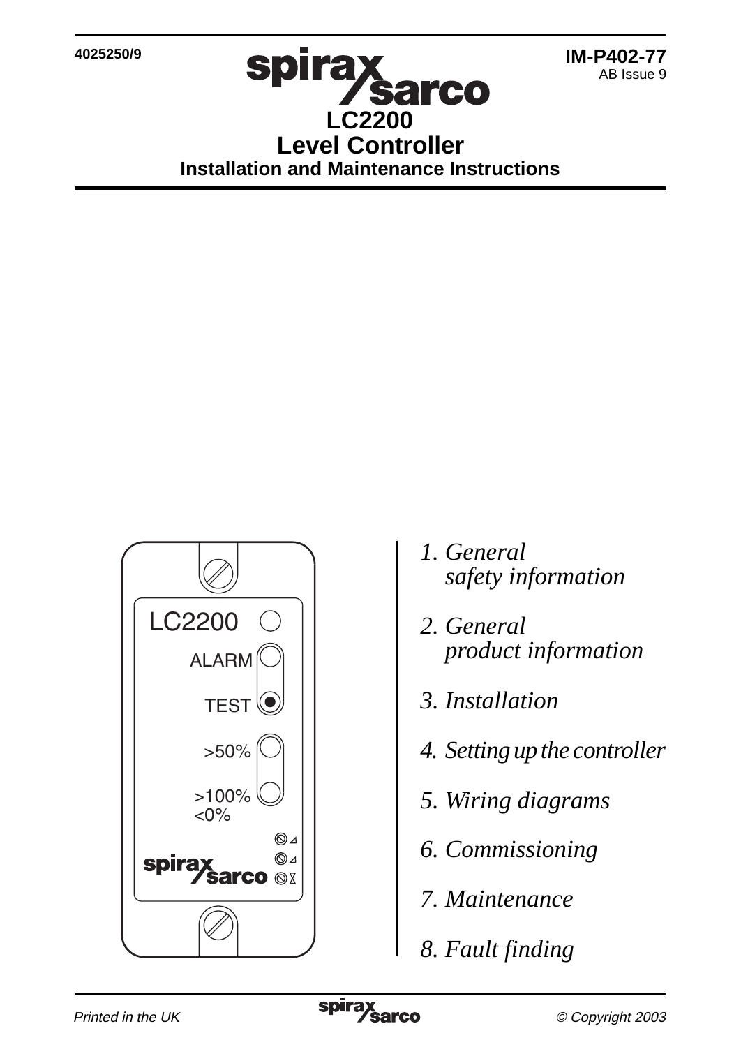4025250/9

**IM-P402-77**
AB Issue 9

# LC2200
# Level Controller
## Installation and Maintenance Instructions

LC2200

ALARM

TEST

>50%

>100%
<0%

*1. General safety information*

*2. General product information*

*3. Installation*

*4. Setting up the controller*

*5. Wiring diagrams*

*6. Commissioning*

*7. Maintenance*

*8. Fault finding*

*Printed in the UK*

*© Copyright 2003*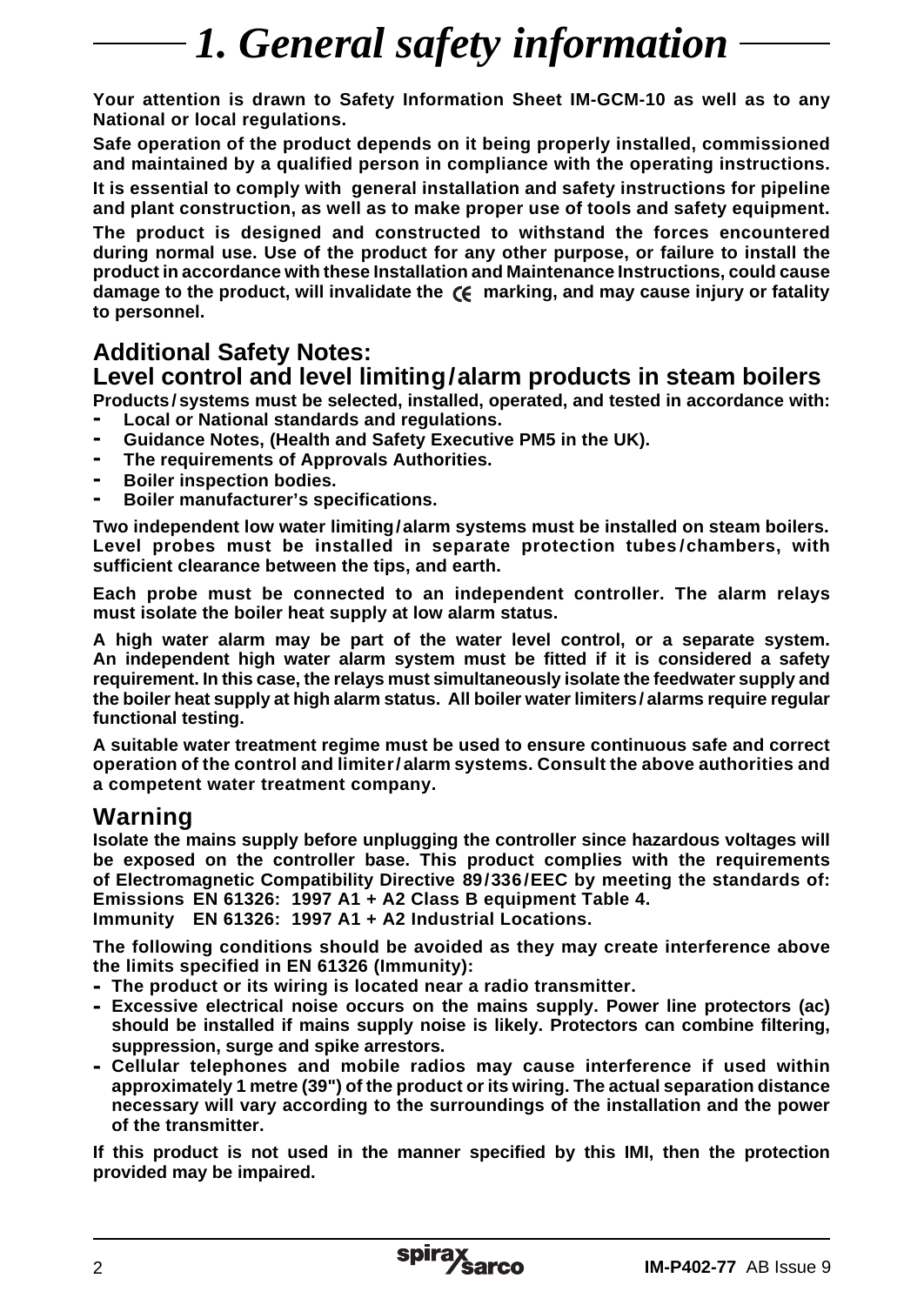# 1. General safety information

**Your attention is drawn to Safety Information Sheet IM-GCM-10 as well as to any National or local regulations.**

**Safe operation of the product depends on it being properly installed, commissioned and maintained by a qualified person in compliance with the operating instructions.**

**It is essential to comply with general installation and safety instructions for pipeline and plant construction, as well as to make proper use of tools and safety equipment.**

**The product is designed and constructed to withstand the forces encountered during normal use. Use of the product for any other purpose, or failure to install the product in accordance with these Installation and Maintenance Instructions, could cause damage to the product, will invalidate the CE marking, and may cause injury or fatality to personnel.**

## Additional Safety Notes:

## Level control and level limiting / alarm products in steam boilers

**Products / systems must be selected, installed, operated, and tested in accordance with:**

- **Local or National standards and regulations.**
- **Guidance Notes, (Health and Safety Executive PM5 in the UK).**
- **The requirements of Approvals Authorities.**
- **Boiler inspection bodies.**
- **Boiler manufacturer's specifications.**

**Two independent low water limiting / alarm systems must be installed on steam boilers. Level probes must be installed in separate protection tubes / chambers, with sufficient clearance between the tips, and earth.**

**Each probe must be connected to an independent controller. The alarm relays must isolate the boiler heat supply at low alarm status.**

**A high water alarm may be part of the water level control, or a separate system. An independent high water alarm system must be fitted if it is considered a safety requirement. In this case, the relays must simultaneously isolate the feedwater supply and the boiler heat supply at high alarm status. All boiler water limiters / alarms require regular functional testing.**

**A suitable water treatment regime must be used to ensure continuous safe and correct operation of the control and limiter / alarm systems. Consult the above authorities and a competent water treatment company.**

## Warning

**Isolate the mains supply before unplugging the controller since hazardous voltages will be exposed on the controller base. This product complies with the requirements of Electromagnetic Compatibility Directive 89 / 336 / EEC by meeting the standards of:**
**Emissions EN 61326: 1997 A1 + A2 Class B equipment Table 4.**
**Immunity EN 61326: 1997 A1 + A2 Industrial Locations.**

**The following conditions should be avoided as they may create interference above the limits specified in EN 61326 (Immunity):**

- **The product or its wiring is located near a radio transmitter.**
- **Excessive electrical noise occurs on the mains supply. Power line protectors (ac) should be installed if mains supply noise is likely. Protectors can combine filtering, suppression, surge and spike arrestors.**
- **Cellular telephones and mobile radios may cause interference if used within approximately 1 metre (39") of the product or its wiring. The actual separation distance necessary will vary according to the surroundings of the installation and the power of the transmitter.**

**If this product is not used in the manner specified by this IMI, then the protection provided may be impaired.**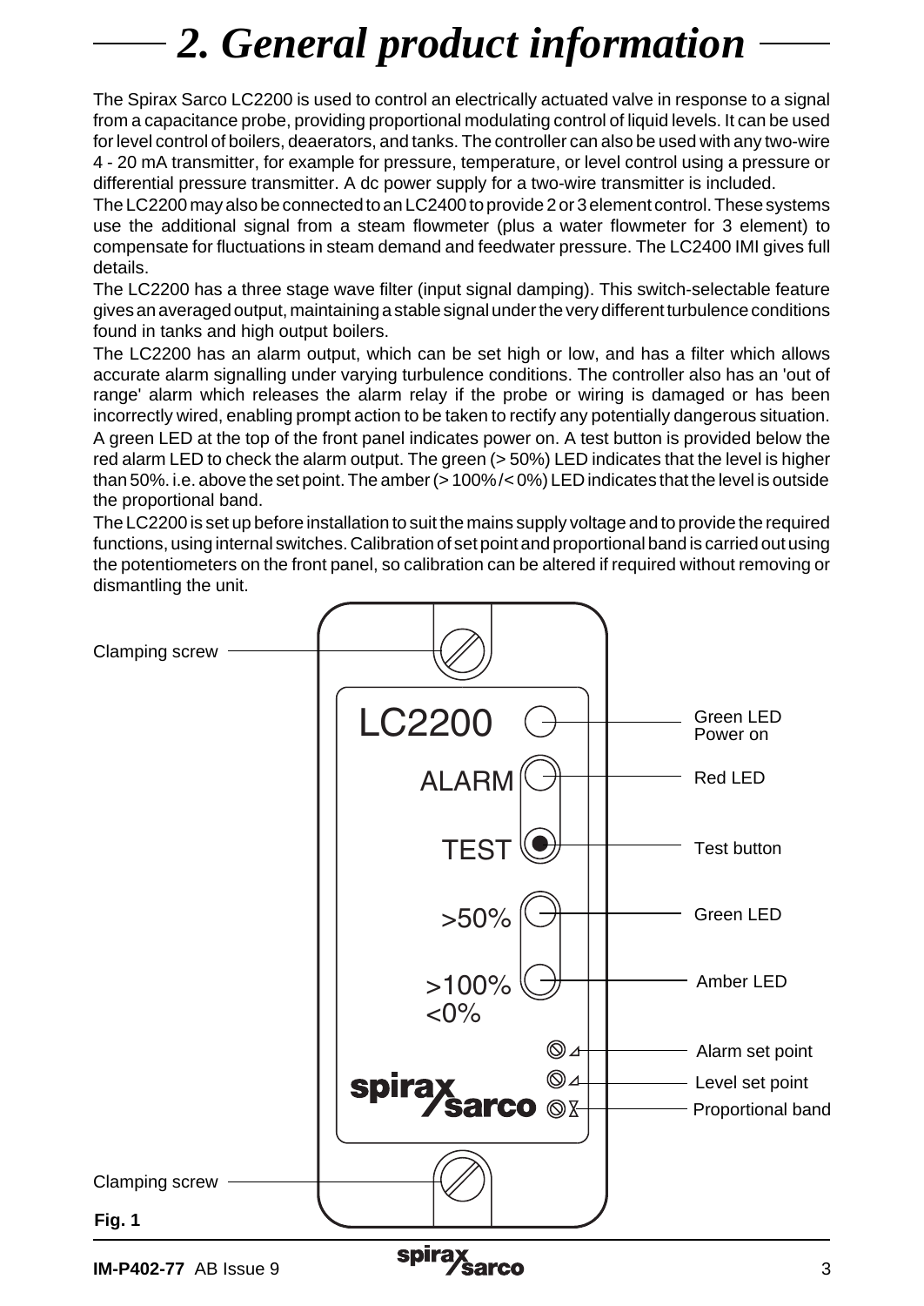# 2. General product information

The Spirax Sarco LC2200 is used to control an electrically actuated valve in response to a signal from a capacitance probe, providing proportional modulating control of liquid levels. It can be used for level control of boilers, deaerators, and tanks. The controller can also be used with any two-wire 4 - 20 mA transmitter, for example for pressure, temperature, or level control using a pressure or differential pressure transmitter. A dc power supply for a two-wire transmitter is included.

The LC2200 may also be connected to an LC2400 to provide 2 or 3 element control. These systems use the additional signal from a steam flowmeter (plus a water flowmeter for 3 element) to compensate for fluctuations in steam demand and feedwater pressure. The LC2400 IMI gives full details.

The LC2200 has a three stage wave filter (input signal damping). This switch-selectable feature gives an averaged output, maintaining a stable signal under the very different turbulence conditions found in tanks and high output boilers.

The LC2200 has an alarm output, which can be set high or low, and has a filter which allows accurate alarm signalling under varying turbulence conditions. The controller also has an 'out of range' alarm which releases the alarm relay if the probe or wiring is damaged or has been incorrectly wired, enabling prompt action to be taken to rectify any potentially dangerous situation.

A green LED at the top of the front panel indicates power on. A test button is provided below the red alarm LED to check the alarm output. The green (> 50%) LED indicates that the level is higher than 50%. i.e. above the set point. The amber (> 100% /< 0%) LED indicates that the level is outside the proportional band.

The LC2200 is set up before installation to suit the mains supply voltage and to provide the required functions, using internal switches. Calibration of set point and proportional band is carried out using the potentiometers on the front panel, so calibration can be altered if required without removing or dismantling the unit.

Clamping screw

LC2200 — Green LED Power on

ALARM — Red LED

TEST — Test button

>50% — Green LED

>100% <0% — Amber LED

Alarm set point

Level set point

Proportional band

spirax sarco

Clamping screw

**Fig. 1**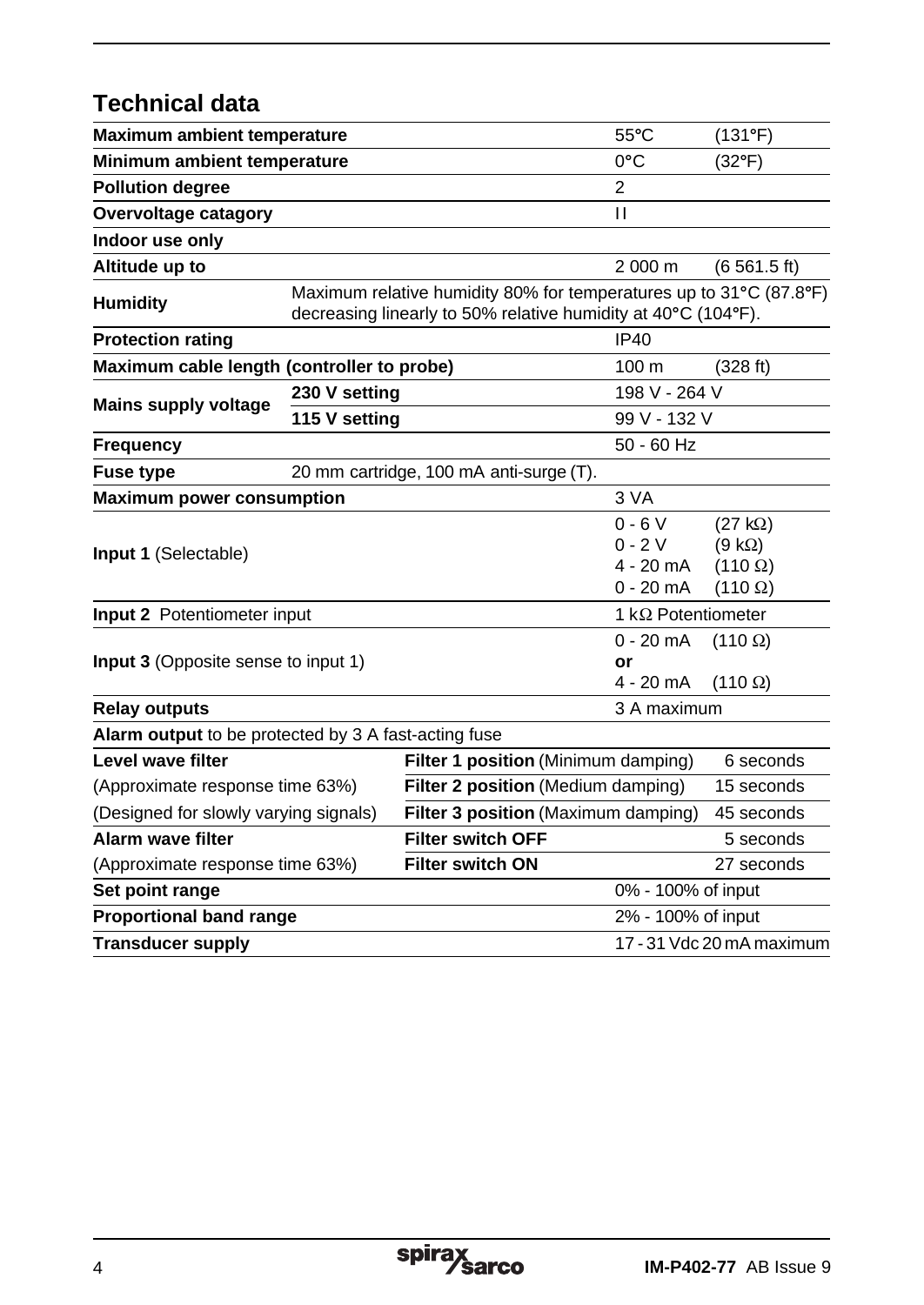## Technical data

| | | | |
|---|---|---|---|
| **Maximum ambient temperature** | | 55°C | (131°F) |
| **Minimum ambient temperature** | | 0°C | (32°F) |
| **Pollution degree** | | 2 | |
| **Overvoltage catagory** | | I I | |
| **Indoor use only** | | | |
| **Altitude up to** | | 2 000 m | (6 561.5 ft) |
| **Humidity** | Maximum relative humidity 80% for temperatures up to 31°C (87.8°F) decreasing linearly to 50% relative humidity at 40°C (104°F). | | |
| **Protection rating** | | IP40 | |
| **Maximum cable length (controller to probe)** | | 100 m | (328 ft) |
| **Mains supply voltage** | **230 V setting** | 198 V - 264 V | |
| | **115 V setting** | 99 V - 132 V | |
| **Frequency** | | 50 - 60 Hz | |
| **Fuse type** | 20 mm cartridge, 100 mA anti-surge (T). | | |
| **Maximum power consumption** | | 3 VA | |
| **Input 1** (Selectable) | | 0 - 6 V<br>0 - 2 V<br>4 - 20 mA<br>0 - 20 mA | (27 kΩ)<br>(9 kΩ)<br>(110 Ω)<br>(110 Ω) |
| **Input 2** Potentiometer input | | 1 kΩ Potentiometer | |
| **Input 3** (Opposite sense to input 1) | | 0 - 20 mA<br>**or**<br>4 - 20 mA | (110 Ω)<br><br>(110 Ω) |
| **Relay outputs** | | 3 A maximum | |
| **Alarm output** to be protected by 3 A fast-acting fuse | | | |
| **Level wave filter** | **Filter 1 position** (Minimum damping) | | 6 seconds |
| (Approximate response time 63%) | **Filter 2 position** (Medium damping) | | 15 seconds |
| (Designed for slowly varying signals) | **Filter 3 position** (Maximum damping) | | 45 seconds |
| **Alarm wave filter** | **Filter switch OFF** | | 5 seconds |
| (Approximate response time 63%) | **Filter switch ON** | | 27 seconds |
| **Set point range** | | 0% - 100% of input | |
| **Proportional band range** | | 2% - 100% of input | |
| **Transducer supply** | | 17 - 31 Vdc 20 mA maximum | |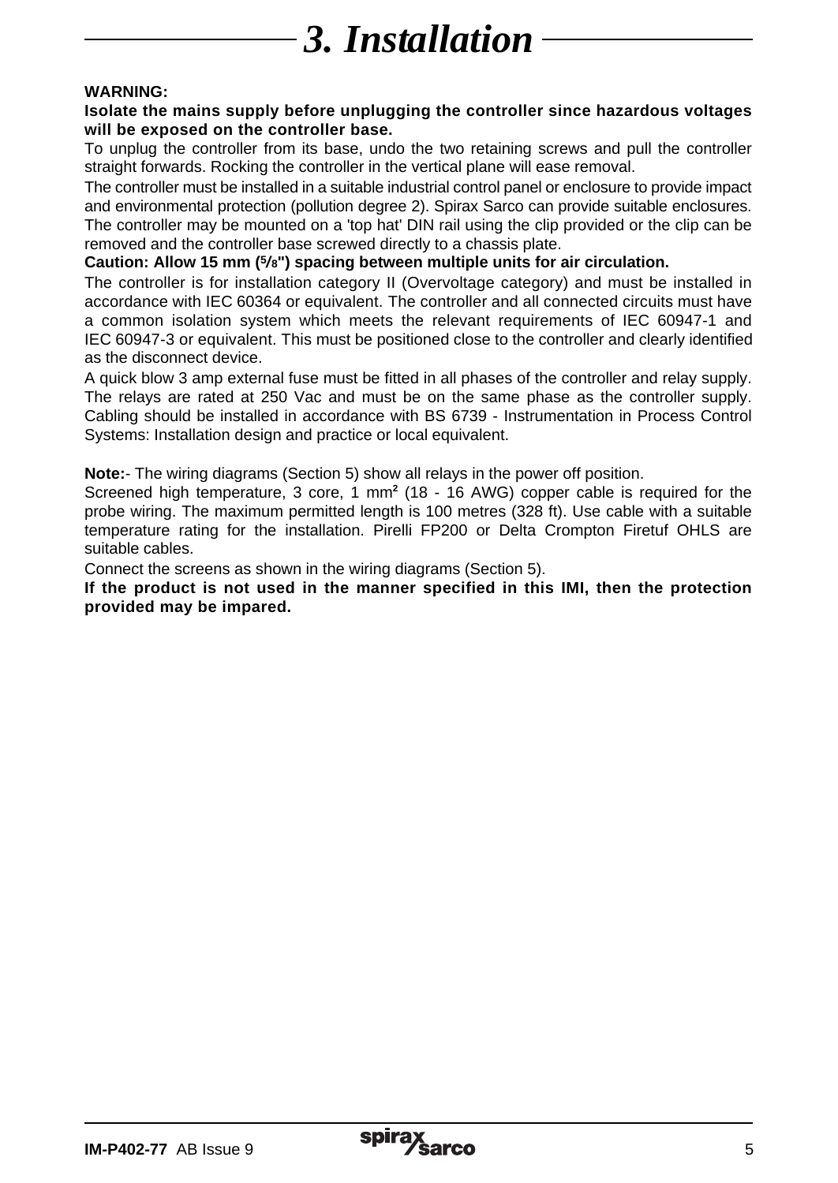# 3. Installation

**WARNING:**

**Isolate the mains supply before unplugging the controller since hazardous voltages will be exposed on the controller base.**

To unplug the controller from its base, undo the two retaining screws and pull the controller straight forwards. Rocking the controller in the vertical plane will ease removal.

The controller must be installed in a suitable industrial control panel or enclosure to provide impact and environmental protection (pollution degree 2). Spirax Sarco can provide suitable enclosures. The controller may be mounted on a 'top hat' DIN rail using the clip provided or the clip can be removed and the controller base screwed directly to a chassis plate.

**Caution: Allow 15 mm (⅝") spacing between multiple units for air circulation.**

The controller is for installation category II (Overvoltage category) and must be installed in accordance with IEC 60364 or equivalent. The controller and all connected circuits must have a common isolation system which meets the relevant requirements of IEC 60947-1 and IEC 60947-3 or equivalent. This must be positioned close to the controller and clearly identified as the disconnect device.

A quick blow 3 amp external fuse must be fitted in all phases of the controller and relay supply. The relays are rated at 250 Vac and must be on the same phase as the controller supply. Cabling should be installed in accordance with BS 6739 - Instrumentation in Process Control Systems: Installation design and practice or local equivalent.

**Note:**- The wiring diagrams (Section 5) show all relays in the power off position.

Screened high temperature, 3 core, 1 mm$^2$ (18 - 16 AWG) copper cable is required for the probe wiring. The maximum permitted length is 100 metres (328 ft). Use cable with a suitable temperature rating for the installation. Pirelli FP200 or Delta Crompton Firetuf OHLS are suitable cables.

Connect the screens as shown in the wiring diagrams (Section 5).

**If the product is not used in the manner specified in this IMI, then the protection provided may be impared.**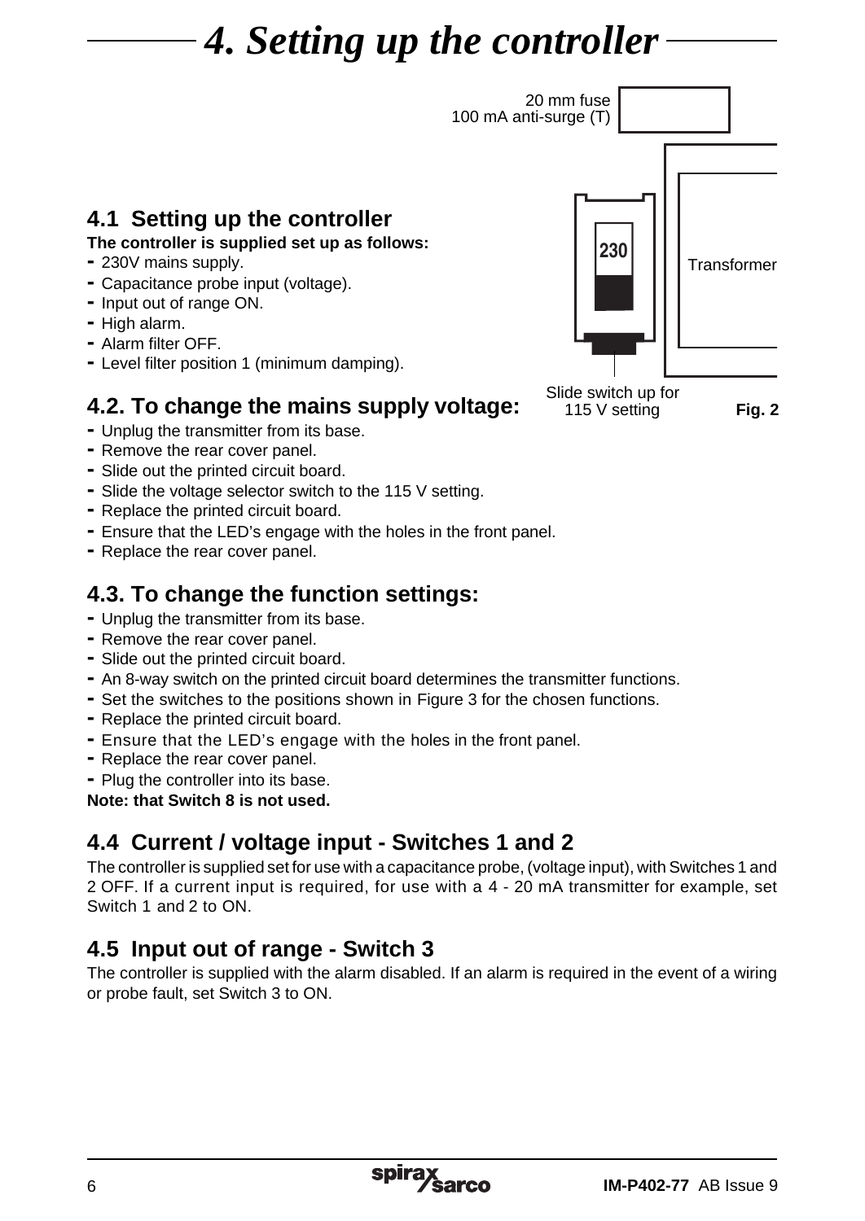# 4. Setting up the controller

20 mm fuse
100 mA anti-surge (T)

230

Transformer

Slide switch up for 115 V setting

**Fig. 2**

## 4.1 Setting up the controller

**The controller is supplied set up as follows:**

- 230V mains supply.
- Capacitance probe input (voltage).
- Input out of range ON.
- High alarm.
- Alarm filter OFF.
- Level filter position 1 (minimum damping).

## 4.2. To change the mains supply voltage:

- Unplug the transmitter from its base.
- Remove the rear cover panel.
- Slide out the printed circuit board.
- Slide the voltage selector switch to the 115 V setting.
- Replace the printed circuit board.
- Ensure that the LED's engage with the holes in the front panel.
- Replace the rear cover panel.

## 4.3. To change the function settings:

- Unplug the transmitter from its base.
- Remove the rear cover panel.
- Slide out the printed circuit board.
- An 8-way switch on the printed circuit board determines the transmitter functions.
- Set the switches to the positions shown in Figure 3 for the chosen functions.
- Replace the printed circuit board.
- Ensure that the LED's engage with the holes in the front panel.
- Replace the rear cover panel.
- Plug the controller into its base.

**Note: that Switch 8 is not used.**

## 4.4 Current / voltage input - Switches 1 and 2

The controller is supplied set for use with a capacitance probe, (voltage input), with Switches 1 and 2 OFF. If a current input is required, for use with a 4 - 20 mA transmitter for example, set Switch 1 and 2 to ON.

## 4.5 Input out of range - Switch 3

The controller is supplied with the alarm disabled. If an alarm is required in the event of a wiring or probe fault, set Switch 3 to ON.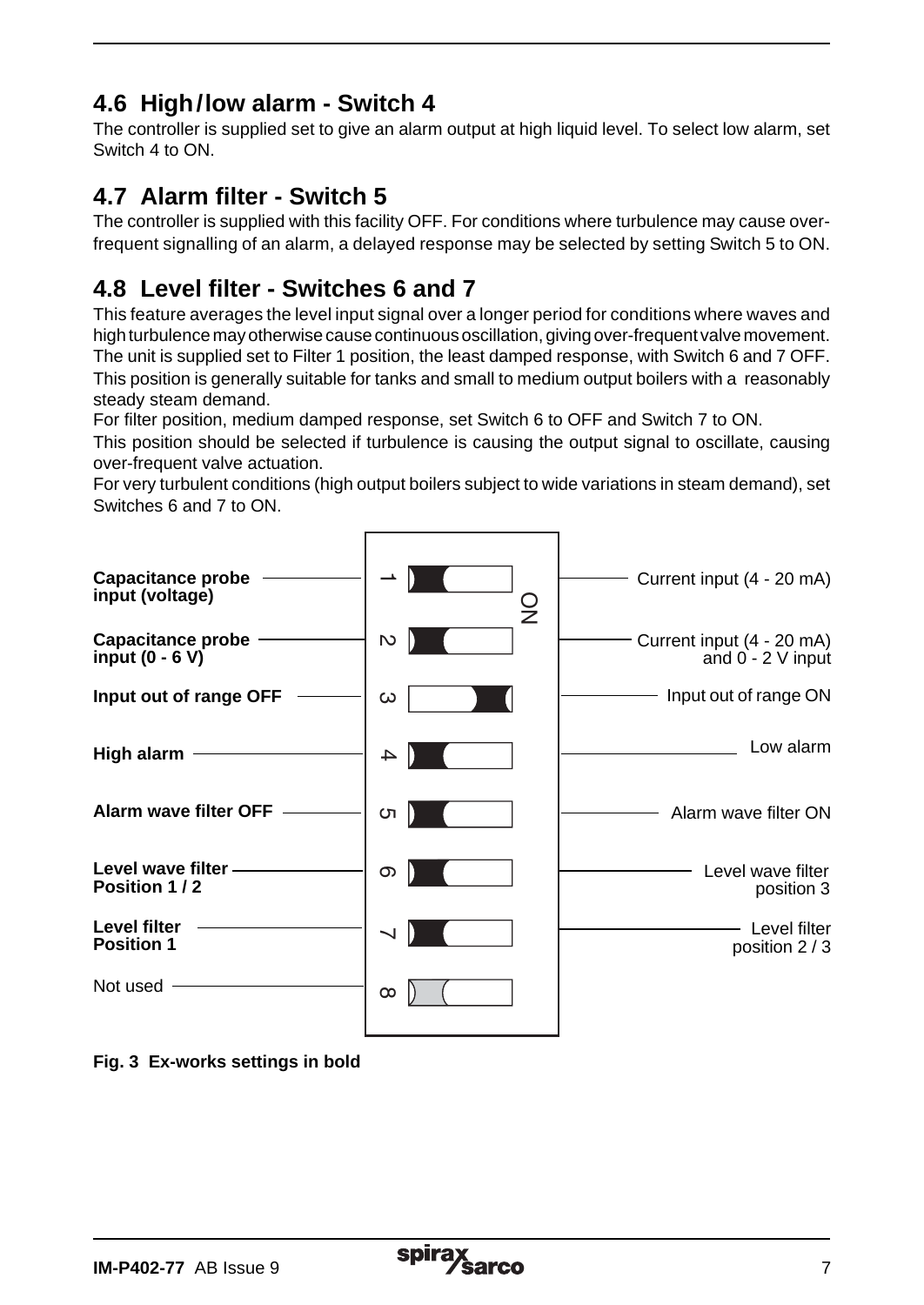## 4.6 High/low alarm - Switch 4

The controller is supplied set to give an alarm output at high liquid level. To select low alarm, set Switch 4 to ON.

## 4.7 Alarm filter - Switch 5

The controller is supplied with this facility OFF. For conditions where turbulence may cause over-frequent signalling of an alarm, a delayed response may be selected by setting Switch 5 to ON.

## 4.8 Level filter - Switches 6 and 7

This feature averages the level input signal over a longer period for conditions where waves and high turbulence may otherwise cause continuous oscillation, giving over-frequent valve movement.
The unit is supplied set to Filter 1 position, the least damped response, with Switch 6 and 7 OFF.
This position is generally suitable for tanks and small to medium output boilers with a reasonably steady steam demand.
For filter position, medium damped response, set Switch 6 to OFF and Switch 7 to ON.
This position should be selected if turbulence is causing the output signal to oscillate, causing over-frequent valve actuation.
For very turbulent conditions (high output boilers subject to wide variations in steam demand), set Switches 6 and 7 to ON.

| OFF | Switch | ON |
|---|---|---|
| **Capacitance probe input (voltage)** | 1 | Current input (4 - 20 mA) |
| **Capacitance probe input (0 - 6 V)** | 2 | Current input (4 - 20 mA) and 0 - 2 V input |
| Input out of range OFF | 3 | **Input out of range ON** |
| **High alarm** | 4 | Low alarm |
| **Alarm wave filter OFF** | 5 | Alarm wave filter ON |
| **Level wave filter Position 1 / 2** | 6 | Level wave filter position 3 |
| **Level filter Position 1** | 7 | Level filter position 2 / 3 |
| Not used | 8 | |

**Fig. 3 Ex-works settings in bold**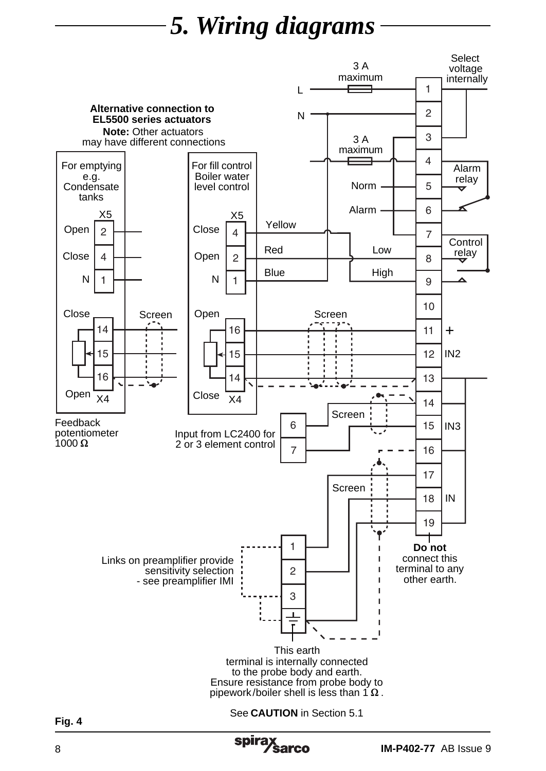# 5. Wiring diagrams

Select voltage internally

3 A maximum

L

N

3 A maximum

Alternative connection to EL5500 series actuators

**Note:** Other actuators may have different connections

For emptying e.g. Condensate tanks

X5

Open 2

Close 4

N 1

Close 14

15

16

Open X4

Screen

For fill control Boiler water level control

X5

Close 4

Open 2

N 1

Open 16

15

14

Close X4

Yellow

Red

Blue

Low

High

Norm

Alarm

Alarm relay

Control relay

Screen

1 2 3 4 5 6 7 8 9 10 11 12 13 14 15 16 17 18 19

+

IN2

IN3

IN

Feedback potentiometer 1000 Ω

Input from LC2400 for 2 or 3 element control

6

7

Screen

Screen

Links on preamplifier provide sensitivity selection - see preamplifier IMI

1

2

3

**Do not** connect this terminal to any other earth.

This earth terminal is internally connected to the probe body and earth. Ensure resistance from probe body to pipework/boiler shell is less than 1 Ω .

See **CAUTION** in Section 5.1

**Fig. 4**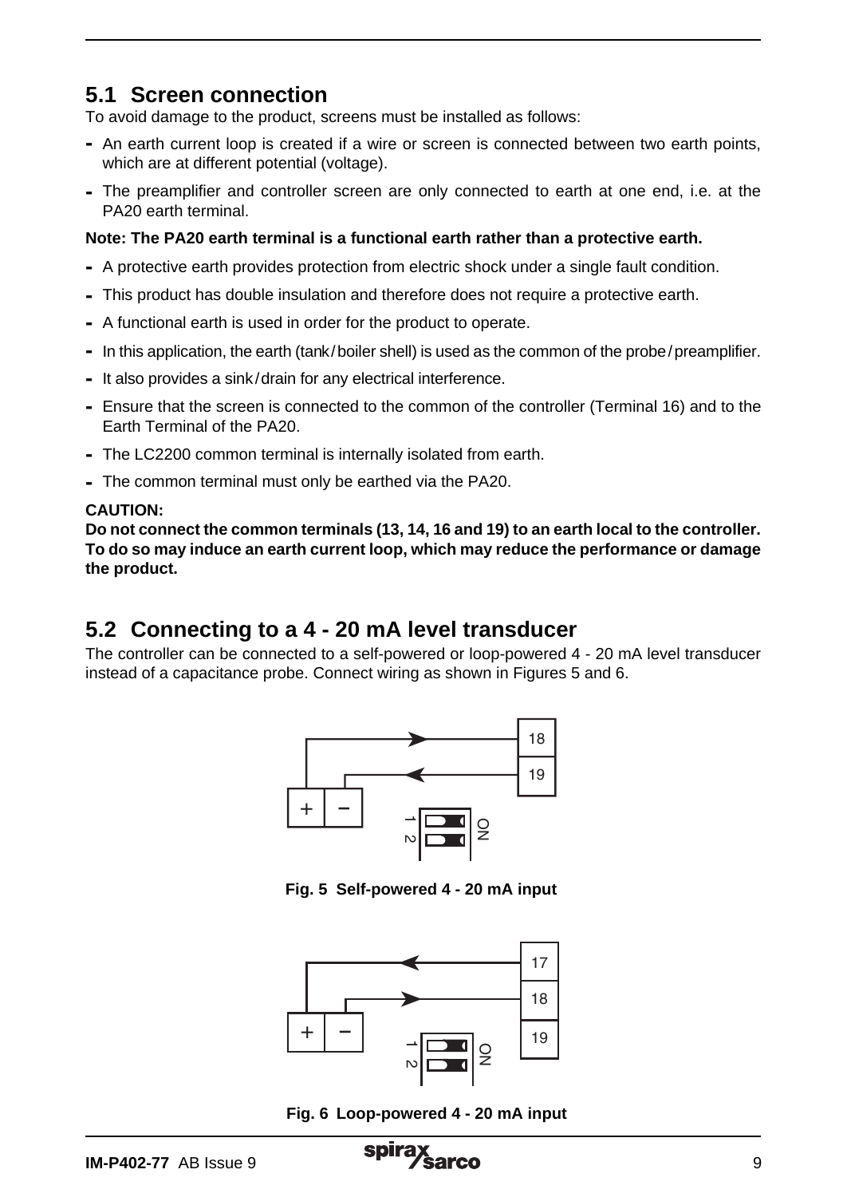## 5.1 Screen connection

To avoid damage to the product, screens must be installed as follows:

- An earth current loop is created if a wire or screen is connected between two earth points, which are at different potential (voltage).
- The preamplifier and controller screen are only connected to earth at one end, i.e. at the PA20 earth terminal.

**Note: The PA20 earth terminal is a functional earth rather than a protective earth.**

- A protective earth provides protection from electric shock under a single fault condition.
- This product has double insulation and therefore does not require a protective earth.
- A functional earth is used in order for the product to operate.
- In this application, the earth (tank / boiler shell) is used as the common of the probe / preamplifier.
- It also provides a sink / drain for any electrical interference.
- Ensure that the screen is connected to the common of the controller (Terminal 16) and to the Earth Terminal of the PA20.
- The LC2200 common terminal is internally isolated from earth.
- The common terminal must only be earthed via the PA20.

**CAUTION:**
**Do not connect the common terminals (13, 14, 16 and 19) to an earth local to the controller. To do so may induce an earth current loop, which may reduce the performance or damage the product.**

## 5.2 Connecting to a 4 - 20 mA level transducer

The controller can be connected to a self-powered or loop-powered 4 - 20 mA level transducer instead of a capacitance probe. Connect wiring as shown in Figures 5 and 6.

**Fig. 5 Self-powered 4 - 20 mA input**

**Fig. 6 Loop-powered 4 - 20 mA input**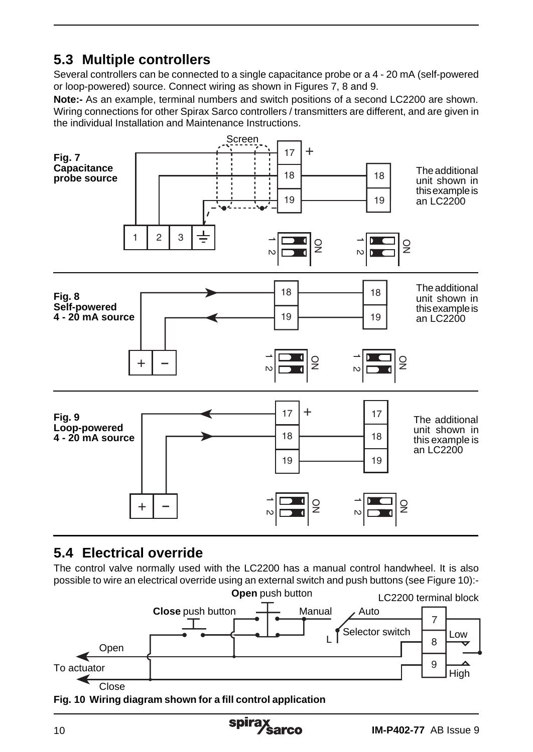## 5.3 Multiple controllers

Several controllers can be connected to a single capacitance probe or a 4 - 20 mA (self-powered or loop-powered) source. Connect wiring as shown in Figures 7, 8 and 9.

**Note:-** As an example, terminal numbers and switch positions of a second LC2200 are shown. Wiring connections for other Spirax Sarco controllers / transmitters are different, and are given in the individual Installation and Maintenance Instructions.

**Fig. 7 Capacitance probe source**

Screen

The additional unit shown in this example is an LC2200

**Fig. 8 Self-powered 4 - 20 mA source**

The additional unit shown in this example is an LC2200

**Fig. 9 Loop-powered 4 - 20 mA source**

The additional unit shown in this example is an LC2200

## 5.4 Electrical override

The control valve normally used with the LC2200 has a manual control handwheel. It is also possible to wire an electrical override using an external switch and push buttons (see Figure 10):-

**Open** push button

LC2200 terminal block

**Close** push button

Manual

Auto

Selector switch

Open

To actuator

Close

Low

High

**Fig. 10 Wiring diagram shown for a fill control application**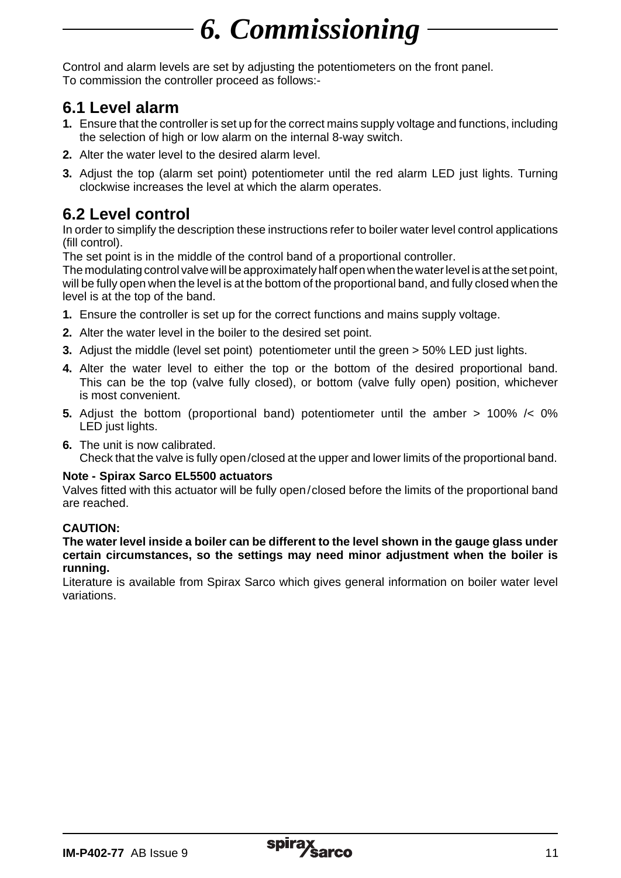# 6. Commissioning

Control and alarm levels are set by adjusting the potentiometers on the front panel.
To commission the controller proceed as follows:-

## 6.1 Level alarm

1. Ensure that the controller is set up for the correct mains supply voltage and functions, including the selection of high or low alarm on the internal 8-way switch.
2. Alter the water level to the desired alarm level.
3. Adjust the top (alarm set point) potentiometer until the red alarm LED just lights. Turning clockwise increases the level at which the alarm operates.

## 6.2 Level control

In order to simplify the description these instructions refer to boiler water level control applications (fill control).
The set point is in the middle of the control band of a proportional controller.
The modulating control valve will be approximately half open when the water level is at the set point, will be fully open when the level is at the bottom of the proportional band, and fully closed when the level is at the top of the band.

1. Ensure the controller is set up for the correct functions and mains supply voltage.
2. Alter the water level in the boiler to the desired set point.
3. Adjust the middle (level set point) potentiometer until the green > 50% LED just lights.
4. Alter the water level to either the top or the bottom of the desired proportional band. This can be the top (valve fully closed), or bottom (valve fully open) position, whichever is most convenient.
5. Adjust the bottom (proportional band) potentiometer until the amber > 100% /< 0% LED just lights.
6. The unit is now calibrated.
   Check that the valve is fully open/closed at the upper and lower limits of the proportional band.

**Note - Spirax Sarco EL5500 actuators**
Valves fitted with this actuator will be fully open/closed before the limits of the proportional band are reached.

**CAUTION:**
**The water level inside a boiler can be different to the level shown in the gauge glass under certain circumstances, so the settings may need minor adjustment when the boiler is running.**
Literature is available from Spirax Sarco which gives general information on boiler water level variations.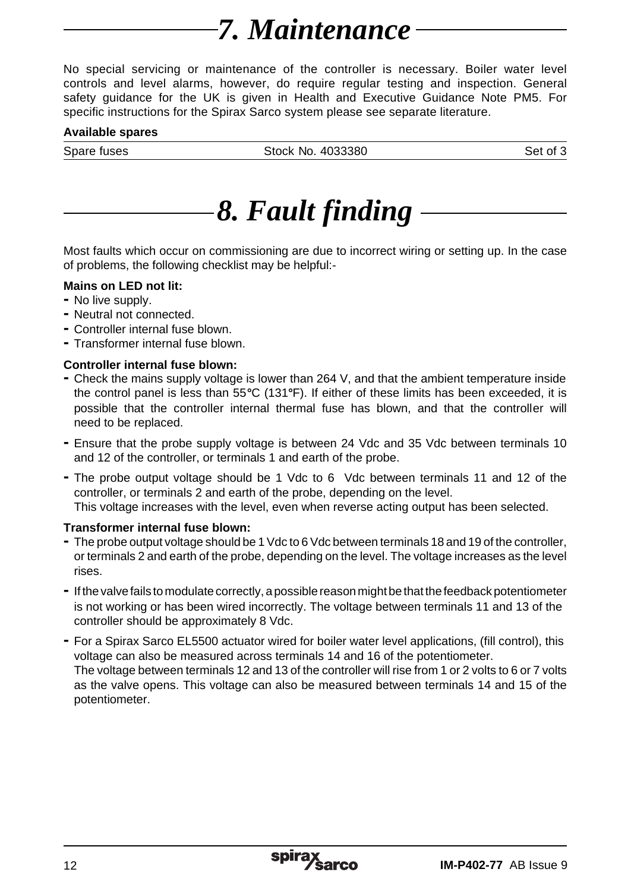# 7. Maintenance

No special servicing or maintenance of the controller is necessary. Boiler water level controls and level alarms, however, do require regular testing and inspection. General safety guidance for the UK is given in Health and Executive Guidance Note PM5. For specific instructions for the Spirax Sarco system please see separate literature.

**Available spares**

| | | |
|---|---|---|
| Spare fuses | Stock No. 4033380 | Set of 3 |

# 8. Fault finding

Most faults which occur on commissioning are due to incorrect wiring or setting up. In the case of problems, the following checklist may be helpful:-

**Mains on LED not lit:**

- No live supply.
- Neutral not connected.
- Controller internal fuse blown.
- Transformer internal fuse blown.

**Controller internal fuse blown:**

- Check the mains supply voltage is lower than 264 V, and that the ambient temperature inside the control panel is less than 55°C (131°F). If either of these limits has been exceeded, it is possible that the controller internal thermal fuse has blown, and that the controller will need to be replaced.
- Ensure that the probe supply voltage is between 24 Vdc and 35 Vdc between terminals 10 and 12 of the controller, or terminals 1 and earth of the probe.
- The probe output voltage should be 1 Vdc to 6 Vdc between terminals 11 and 12 of the controller, or terminals 2 and earth of the probe, depending on the level.
  This voltage increases with the level, even when reverse acting output has been selected.

**Transformer internal fuse blown:**

- The probe output voltage should be 1 Vdc to 6 Vdc between terminals 18 and 19 of the controller, or terminals 2 and earth of the probe, depending on the level. The voltage increases as the level rises.
- If the valve fails to modulate correctly, a possible reason might be that the feedback potentiometer is not working or has been wired incorrectly. The voltage between terminals 11 and 13 of the controller should be approximately 8 Vdc.
- For a Spirax Sarco EL5500 actuator wired for boiler water level applications, (fill control), this voltage can also be measured across terminals 14 and 16 of the potentiometer.
  The voltage between terminals 12 and 13 of the controller will rise from 1 or 2 volts to 6 or 7 volts as the valve opens. This voltage can also be measured between terminals 14 and 15 of the potentiometer.